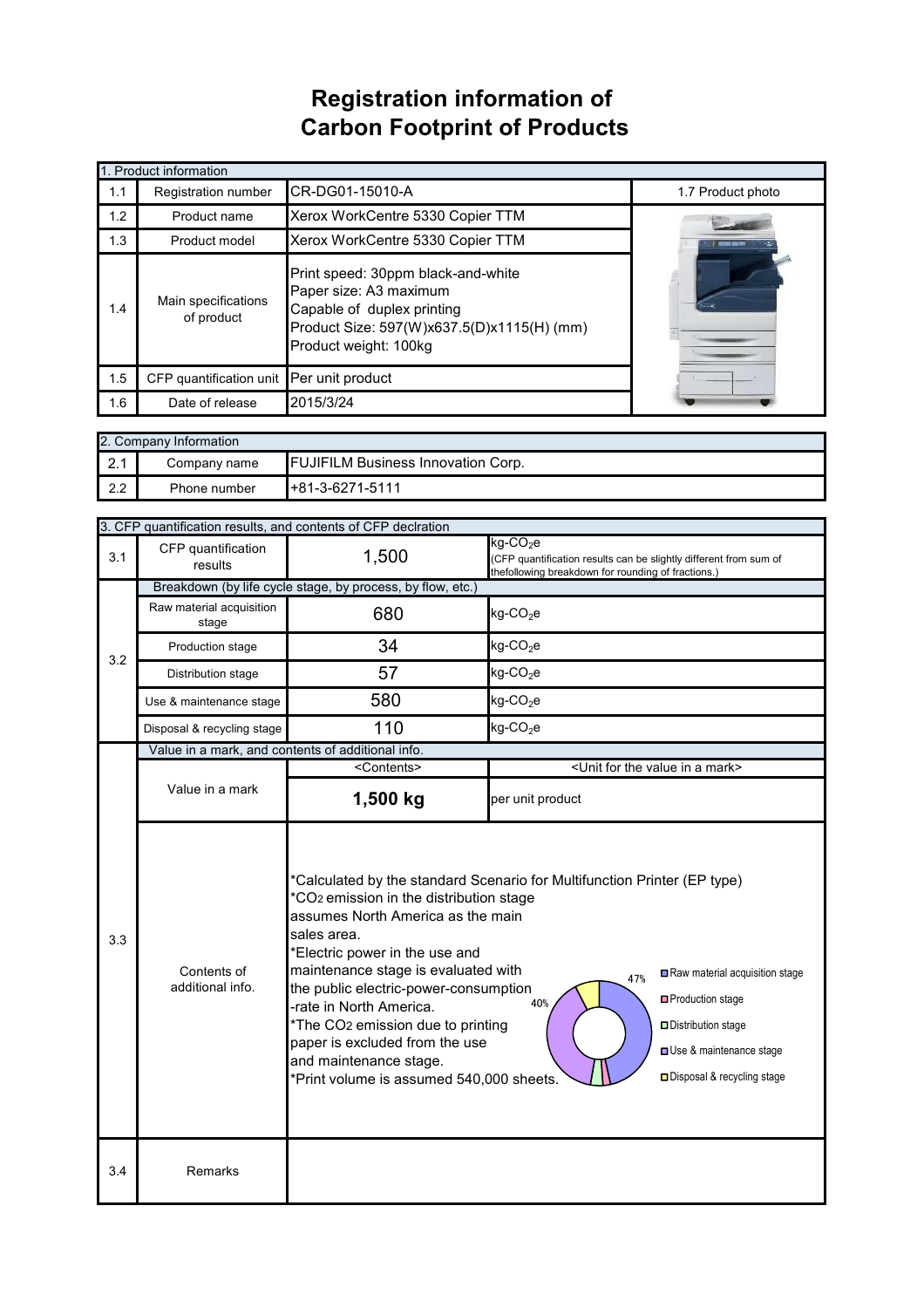# Registration information of Carbon Footprint of Products

| 1. Product information | | | |
|---|---|---|---|
| 1.1 | Registration number | CR-DG01-15010-A | 1.7 Product photo |
| 1.2 | Product name | Xerox WorkCentre 5330 Copier TTM | |
| 1.3 | Product model | Xerox WorkCentre 5330 Copier TTM | |
| 1.4 | Main specifications of product | Print speed: 30ppm black-and-white<br>Paper size: A3 maximum<br>Capable of duplex printing<br>Product Size: 597(W)x637.5(D)x1115(H) (mm)<br>Product weight: 100kg | |
| 1.5 | CFP quantification unit | Per unit product | |
| 1.6 | Date of release | 2015/3/24 | |

| 2. Company Information | | |
|---|---|---|
| 2.1 | Company name | FUJIFILM Business Innovation Corp. |
| 2.2 | Phone number | +81-3-6271-5111 |

| 3. CFP quantification results, and contents of CFP declration | | | |
|---|---|---|---|
| 3.1 | CFP quantification results | 1,500 | kg-$CO_2$e (CFP quantification results can be slightly different from sum of thefollowing breakdown for rounding of fractions.) |
| 3.2 | Breakdown (by life cycle stage, by process, by flow, etc.) | | |
| | Raw material acquisition stage | 680 | kg-$CO_2$e |
| | Production stage | 34 | kg-$CO_2$e |
| | Distribution stage | 57 | kg-$CO_2$e |
| | Use & maintenance stage | 580 | kg-$CO_2$e |
| | Disposal & recycling stage | 110 | kg-$CO_2$e |
| 3.3 | Value in a mark, and contents of additional info. | | |
| | | <Contents> | <Unit for the value in a mark> |
| | Value in a mark | **1,500 kg** | per unit product |
| | Contents of additional info. | *Calculated by the standard Scenario for Multifunction Printer (EP type)<br>*$CO_2$ emission in the distribution stage assumes North America as the main sales area.<br>*Electric power in the use and maintenance stage is evaluated with the public electric-power-consumption -rate in North America.<br>*The $CO_2$ emission due to printing paper is excluded from the use and maintenance stage.<br>*Print volume is assumed 540,000 sheets.<br><br>Chart: Raw material acquisition stage 47%; Production stage; Distribution stage; Use & maintenance stage 40%; Disposal & recycling stage | |
| 3.4 | Remarks | | |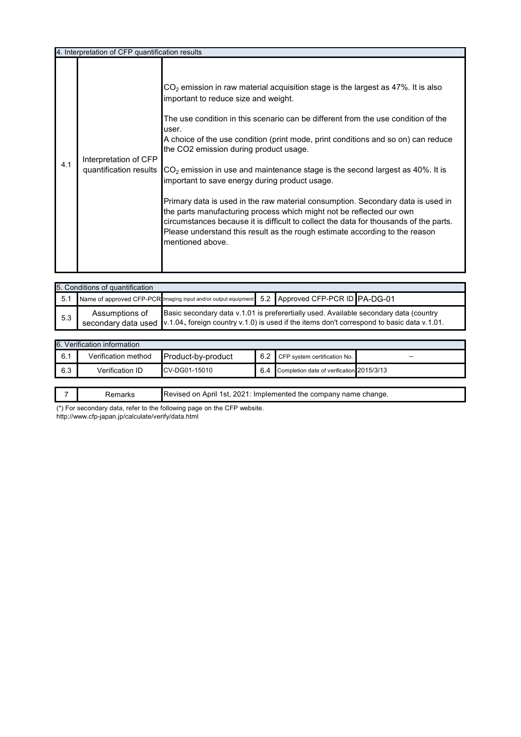| 4. Interpretation of CFP quantification results | | |
|---|---|---|
| 4.1 | Interpretation of CFP quantification results | $CO_2$ emission in raw material acquisition stage is the largest as 47%. It is also important to reduce size and weight.<br><br>The use condition in this scenario can be different from the use condition of the user.<br>A choice of the use condition (print mode, print conditions and so on) can reduce the CO2 emission during product usage.<br><br>$CO_2$ emission in use and maintenance stage is the second largest as 40%. It is important to save energy during product usage.<br><br>Primary data is used in the raw material consumption. Secondary data is used in the parts manufacturing process which might not be reflected our own circumstances because it is difficult to collect the data for thousands of the parts. Please understand this result as the rough estimate according to the reason mentioned above. |

| 5. Conditions of quantification | | | | | |
|---|---|---|---|---|---|
| 5.1 | Name of approved CFP-PCR | Imaging input and/or output equipment | 5.2 | Approved CFP-PCR ID | PA-DG-01 |
| 5.3 | Assumptions of secondary data used | Basic secondary data v.1.01 is preferertially used. Available secondary data (country v.1.04、foreign country v.1.0) is used if the items don't correspond to basic data v.1.01. | | | |

| 6. Verification information | | | | | |
|---|---|---|---|---|---|
| 6.1 | Verification method | Product-by-product | 6.2 | CFP system certification No. | – |
| 6.3 | Verification ID | CV-DG01-15010 | 6.4 | Completion date of verification | 2015/3/13 |

| | | |
|---|---|---|
| 7 | Remarks | Revised on April 1st, 2021: Implemented the company name change. |

(*) For secondary data, refer to the following page on the CFP website.
http://www.cfp-japan.jp/calculate/verify/data.html